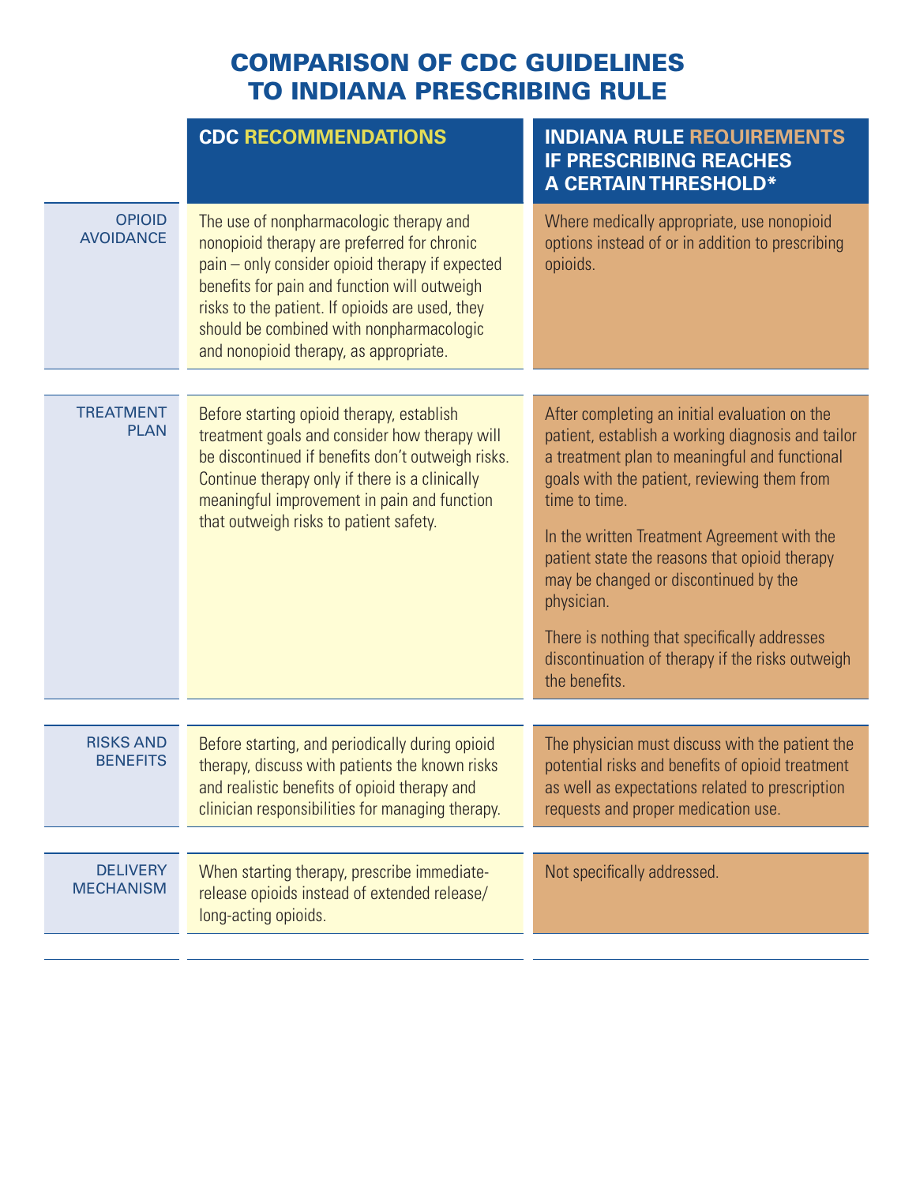# COMPARISON OF CDC GUIDELINES TO INDIANA PRESCRIBING RULE

| | CDC RECOMMENDATIONS | INDIANA RULE REQUIREMENTS IF PRESCRIBING REACHES A CERTAIN THRESHOLD* |
|---|---|---|
| OPIOID AVOIDANCE | The use of nonpharmacologic therapy and nonopioid therapy are preferred for chronic pain – only consider opioid therapy if expected benefits for pain and function will outweigh risks to the patient. If opioids are used, they should be combined with nonpharmacologic and nonopioid therapy, as appropriate. | Where medically appropriate, use nonopioid options instead of or in addition to prescribing opioids. |
| TREATMENT PLAN | Before starting opioid therapy, establish treatment goals and consider how therapy will be discontinued if benefits don't outweigh risks. Continue therapy only if there is a clinically meaningful improvement in pain and function that outweigh risks to patient safety. | After completing an initial evaluation on the patient, establish a working diagnosis and tailor a treatment plan to meaningful and functional goals with the patient, reviewing them from time to time.<br><br>In the written Treatment Agreement with the patient state the reasons that opioid therapy may be changed or discontinued by the physician.<br><br>There is nothing that specifically addresses discontinuation of therapy if the risks outweigh the benefits. |
| RISKS AND BENEFITS | Before starting, and periodically during opioid therapy, discuss with patients the known risks and realistic benefits of opioid therapy and clinician responsibilities for managing therapy. | The physician must discuss with the patient the potential risks and benefits of opioid treatment as well as expectations related to prescription requests and proper medication use. |
| DELIVERY MECHANISM | When starting therapy, prescribe immediate-release opioids instead of extended release/long-acting opioids. | Not specifically addressed. |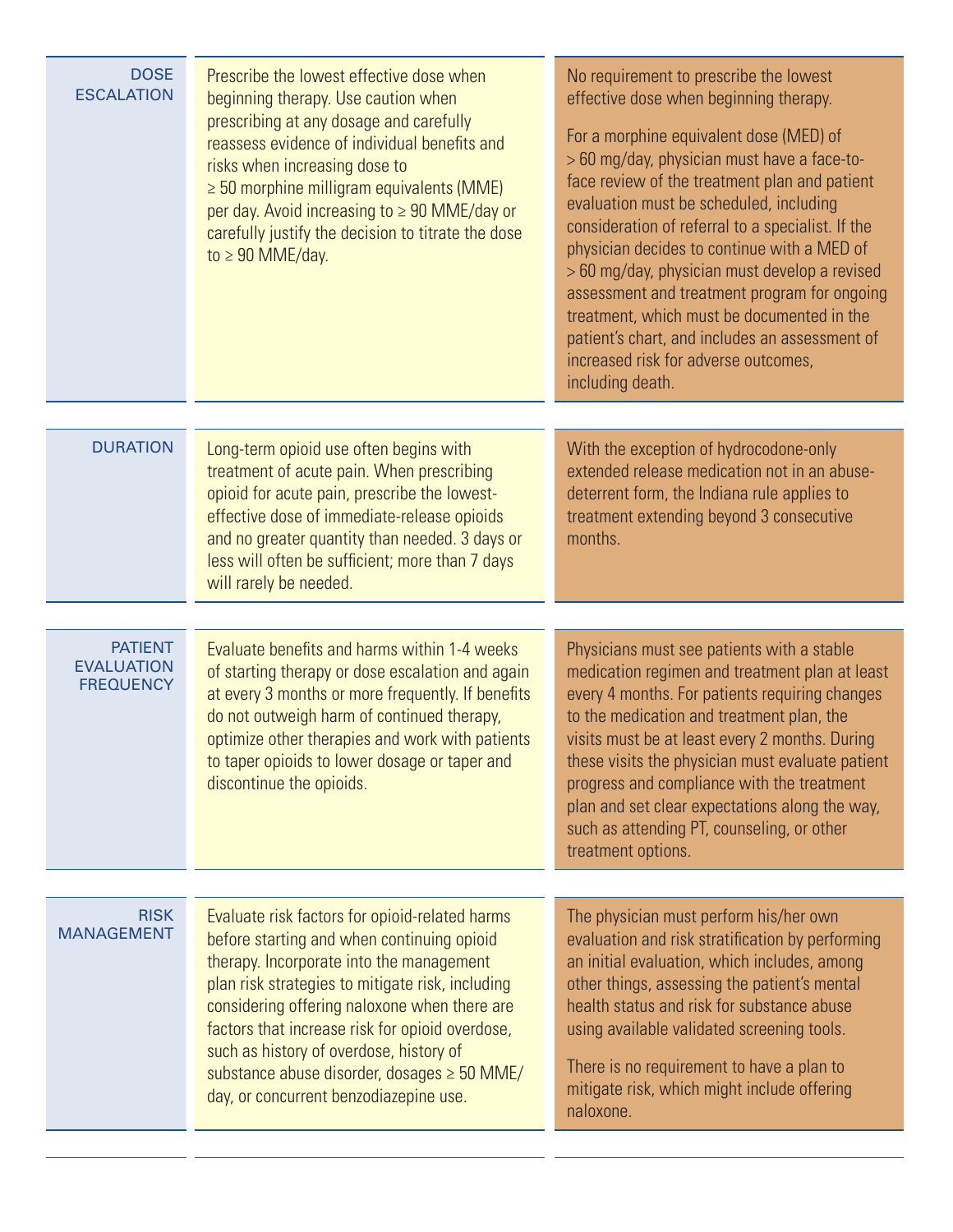| | | |
|---|---|---|
| DOSE ESCALATION | Prescribe the lowest effective dose when beginning therapy. Use caution when prescribing at any dosage and carefully reassess evidence of individual benefits and risks when increasing dose to ≥ 50 morphine milligram equivalents (MME) per day. Avoid increasing to ≥ 90 MME/day or carefully justify the decision to titrate the dose to ≥ 90 MME/day. | No requirement to prescribe the lowest effective dose when beginning therapy.<br><br>For a morphine equivalent dose (MED) of > 60 mg/day, physician must have a face-to-face review of the treatment plan and patient evaluation must be scheduled, including consideration of referral to a specialist. If the physician decides to continue with a MED of > 60 mg/day, physician must develop a revised assessment and treatment program for ongoing treatment, which must be documented in the patient's chart, and includes an assessment of increased risk for adverse outcomes, including death. |
| DURATION | Long-term opioid use often begins with treatment of acute pain. When prescribing opioid for acute pain, prescribe the lowest-effective dose of immediate-release opioids and no greater quantity than needed. 3 days or less will often be sufficient; more than 7 days will rarely be needed. | With the exception of hydrocodone-only extended release medication not in an abuse-deterrent form, the Indiana rule applies to treatment extending beyond 3 consecutive months. |
| PATIENT EVALUATION FREQUENCY | Evaluate benefits and harms within 1-4 weeks of starting therapy or dose escalation and again at every 3 months or more frequently. If benefits do not outweigh harm of continued therapy, optimize other therapies and work with patients to taper opioids to lower dosage or taper and discontinue the opioids. | Physicians must see patients with a stable medication regimen and treatment plan at least every 4 months. For patients requiring changes to the medication and treatment plan, the visits must be at least every 2 months. During these visits the physician must evaluate patient progress and compliance with the treatment plan and set clear expectations along the way, such as attending PT, counseling, or other treatment options. |
| RISK MANAGEMENT | Evaluate risk factors for opioid-related harms before starting and when continuing opioid therapy. Incorporate into the management plan risk strategies to mitigate risk, including considering offering naloxone when there are factors that increase risk for opioid overdose, such as history of overdose, history of substance abuse disorder, dosages ≥ 50 MME/day, or concurrent benzodiazepine use. | The physician must perform his/her own evaluation and risk stratification by performing an initial evaluation, which includes, among other things, assessing the patient's mental health status and risk for substance abuse using available validated screening tools.<br><br>There is no requirement to have a plan to mitigate risk, which might include offering naloxone. |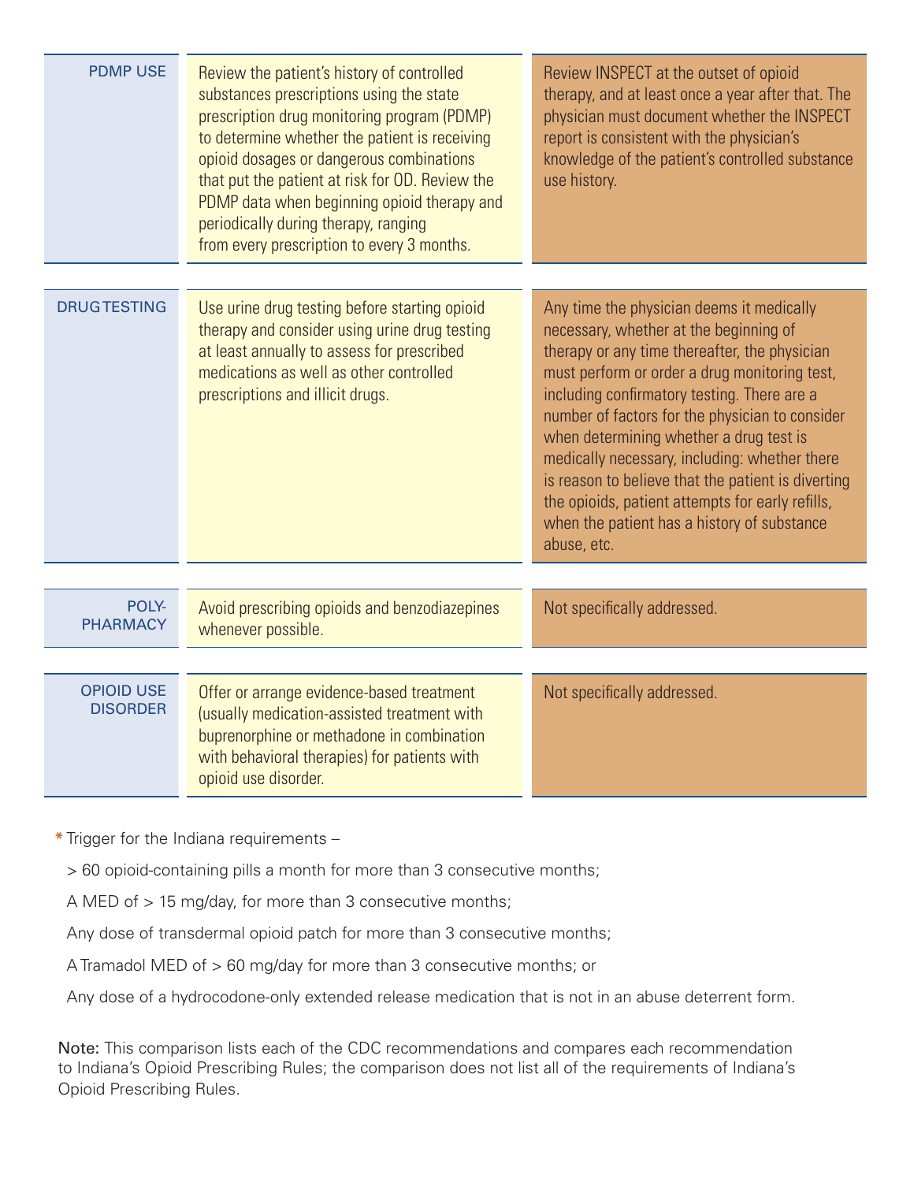| | | |
|---|---|---|
| PDMP USE | Review the patient's history of controlled substances prescriptions using the state prescription drug monitoring program (PDMP) to determine whether the patient is receiving opioid dosages or dangerous combinations that put the patient at risk for OD. Review the PDMP data when beginning opioid therapy and periodically during therapy, ranging from every prescription to every 3 months. | Review INSPECT at the outset of opioid therapy, and at least once a year after that. The physician must document whether the INSPECT report is consistent with the physician's knowledge of the patient's controlled substance use history. |
| DRUG TESTING | Use urine drug testing before starting opioid therapy and consider using urine drug testing at least annually to assess for prescribed medications as well as other controlled prescriptions and illicit drugs. | Any time the physician deems it medically necessary, whether at the beginning of therapy or any time thereafter, the physician must perform or order a drug monitoring test, including confirmatory testing. There are a number of factors for the physician to consider when determining whether a drug test is medically necessary, including: whether there is reason to believe that the patient is diverting the opioids, patient attempts for early refills, when the patient has a history of substance abuse, etc. |
| POLY-PHARMACY | Avoid prescribing opioids and benzodiazepines whenever possible. | Not specifically addressed. |
| OPIOID USE DISORDER | Offer or arrange evidence-based treatment (usually medication-assisted treatment with buprenorphine or methadone in combination with behavioral therapies) for patients with opioid use disorder. | Not specifically addressed. |

* Trigger for the Indiana requirements –

> 60 opioid-containing pills a month for more than 3 consecutive months;

A MED of > 15 mg/day, for more than 3 consecutive months;

Any dose of transdermal opioid patch for more than 3 consecutive months;

A Tramadol MED of > 60 mg/day for more than 3 consecutive months; or

Any dose of a hydrocodone-only extended release medication that is not in an abuse deterrent form.

**Note:** This comparison lists each of the CDC recommendations and compares each recommendation to Indiana's Opioid Prescribing Rules; the comparison does not list all of the requirements of Indiana's Opioid Prescribing Rules.